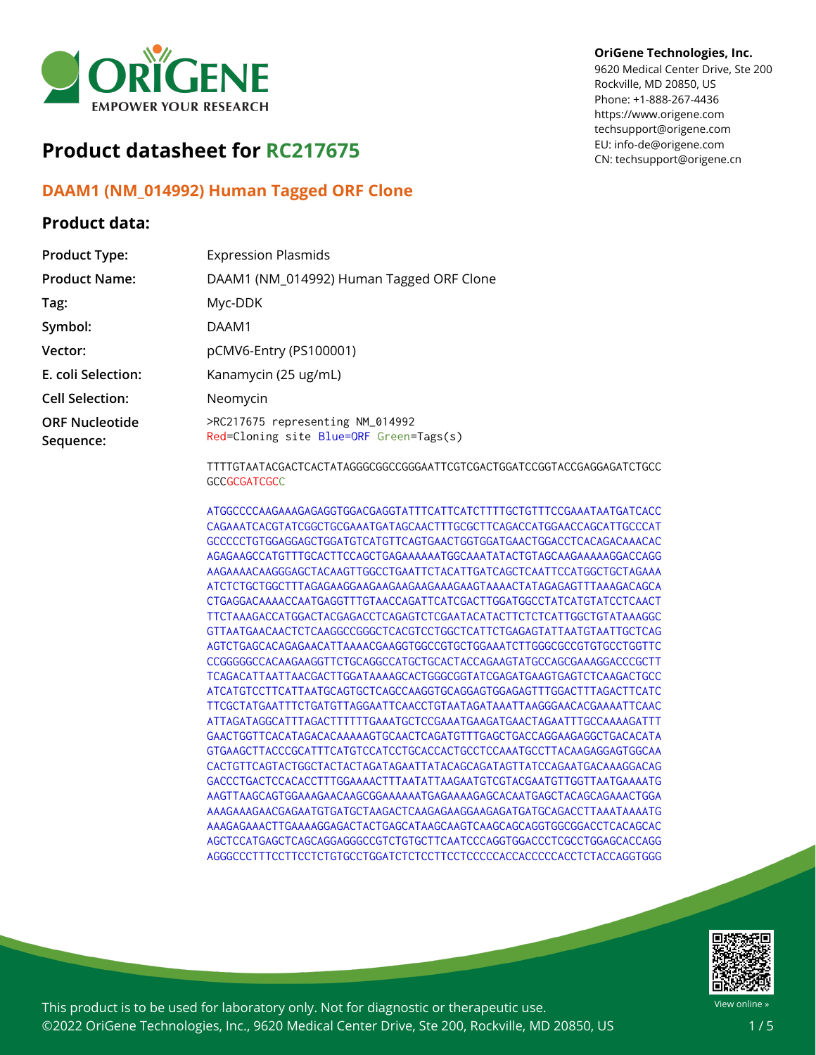OriGene Technologies, Inc.
9620 Medical Center Drive, Ste 200
Rockville, MD 20850, US
Phone: +1-888-267-4436
https://www.origene.com
techsupport@origene.com
EU: info-de@origene.com
CN: techsupport@origene.cn

# Product datasheet for RC217675

## DAAM1 (NM_014992) Human Tagged ORF Clone

### Product data:

| | |
|---|---|
| **Product Type:** | Expression Plasmids |
| **Product Name:** | DAAM1 (NM_014992) Human Tagged ORF Clone |
| **Tag:** | Myc-DDK |
| **Symbol:** | DAAM1 |
| **Vector:** | pCMV6-Entry (PS100001) |
| **E. coli Selection:** | Kanamycin (25 ug/mL) |
| **Cell Selection:** | Neomycin |
| **ORF Nucleotide Sequence:** | >RC217675 representing NM_014992<br>Red=Cloning site Blue=ORF Green=Tags(s) |

```
TTTTGTAATACGACTCACTATAGGGCGGCCGGGAATTCGTCGACTGGATCCGGTACCGAGGAGATCTGCC
GCCGCGATCGCC

ATGGCCCCAAGAAAGAGAGGTGGACGAGGTATTTCATTCATCTTTTGCTGTTTCCGAAATAATGATCACC
CAGAAATCACGTATCGGCTGCGAAATGATAGCAACTTTGCGCTTCAGACCATGGAACCAGCATTGCCCAT
GCCCCCTGTGGAGGAGCTGGATGTCATGTTCAGTGAACTGGTGGATGAACTGGACCTCACAGACAAACAC
AGAGAAGCCATGTTTGCACTTCCAGCTGAGAAAAAATGGCAAATATACTGTAGCAAGAAAAAGGACCAGG
AAGAAAACAAGGGAGCTACAAGTTGGCCTGAATTCTACATTGATCAGCTCAATTCCATGGCTGCTAGAAA
ATCTCTGCTGGCTTTAGAGAAGGAAGAAGAAGAAGAAAGAAGTAAAACTATAGAGAGTTTAAAGACAGCA
CTGAGGACAAAACCAATGAGGTTTGTAACCAGATTCATCGACTTGGATGGCCTATCATGTATCCTCAACT
TTCTAAAGACCATGGACTACGAGACCTCAGAGTCTCGAATACATACTTCTCTCATTGGCTGTATAAAGGC
GTTAATGAACAACTCTCAAGGCCGGGCTCACGTCCTGGCTCATTCTGAGAGTATTAATGTAATTGCTCAG
AGTCTGAGCACAGAGAACATTAAAACGAAGGTGGCCGTGCTGGAAATCTTGGGCGCCGTGTGCCTGGTTC
CCGGGGGCCACAAGAAGGTTCTGCAGGCCATGCTGCACTACCAGAAGTATGCCAGCGAAAGGACCCGCTT
TCAGACATTAATTAACGACTTGGATAAAAGCACTGGGCGGTATCGAGATGAAGTGAGTCTCAAGACTGCC
ATCATGTCCTTCATTAATGCAGTGCTCAGCCAAGGTGCAGGAGTGGAGAGTTTGGACTTTAGACTTCATC
TTCGCTATGAATTTCTGATGTTAGGAATTCAACCTGTAATAGATAAATTAAGGGAACACGAAAATTCAAC
ATTAGATAGGCATTTAGACTTTTTTGAAATGCTCCGAAATGAAGATGAACTAGAATTTGCCAAAAGATTT
GAACTGGTTCACATAGACACAAAAAGTGCAACTCAGATGTTTGAGCTGACCAGGAAGAGGCTGACACATA
GTGAAGCTTACCCGCATTTCATGTCCATCCTGCACCACTGCCTCCAAATGCCTTACAAGAGGAGTGGCAA
CACTGTTCAGTACTGGCTACTACTAGATAGAATTATACAGCAGATAGTTATCCAGAATGACAAAGGACAG
GACCCTGACTCCACACCTTTGGAAAACTTTAATATTAAGAATGTCGTACGAATGTTGGTTAATGAAAATG
AAGTTAAGCAGTGGAAAGAACAAGCGGAAAAAATGAGAAAAGAGCACAATGAGCTACAGCAGAAACTGGA
AAAGAAAGAACGAGAATGTGATGCTAAGACTCAAGAGAAGGAAGAGATGATGCAGACCTTAAATAAAATG
AAAGAGAAACTTGAAAAGGAGACTACTGAGCATAAGCAAGTCAAGCAGCAGGTGGCGGACCTCACAGCAC
AGCTCCATGAGCTCAGCAGGAGGGCCGTCTGTGCTTCAATCCCAGGTGGACCCTCGCCTGGAGCACCAGG
AGGGCCCTTTCCTTCCTCTGTGCCTGGATCTCTCCTTCCTCCCCCACCACCCCCACCTCTACCAGGTGGG
```

This product is to be used for laboratory only. Not for diagnostic or therapeutic use.
©2022 OriGene Technologies, Inc., 9620 Medical Center Drive, Ste 200, Rockville, MD 20850, US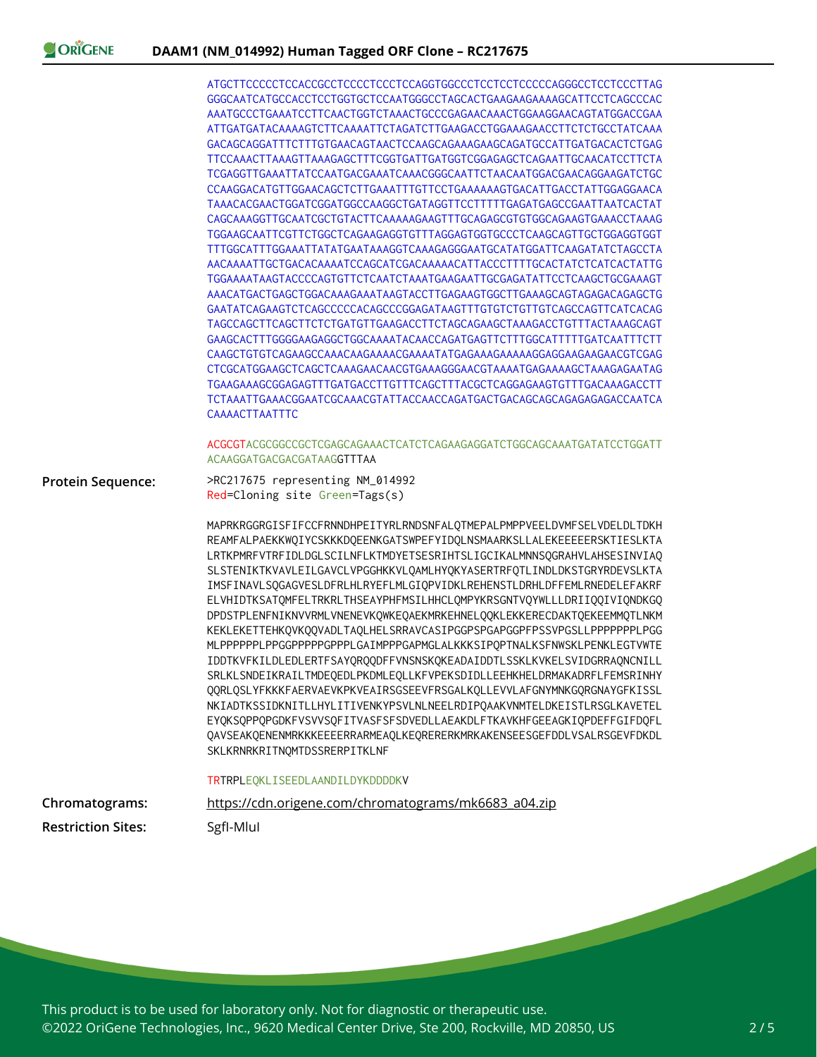ATGCTTCCCCCTCCACCGCCTCCCCTCCCTCCAGGTGGCCCTCCTCCTCCCCCAGGGCCTCCTCCCTTAG
GGGCAATCATGCCACCTCCTGGTGCTCCAATGGGCCTAGCACTGAAGAAGAAAAGCATTCCTCAGCCCAC
AAATGCCCTGAAATCCTTCAACTGGTCTAAACTGCCCGAGAACAAACTGGAAGGAACAGTATGGACCGAA
ATTGATGATACAAAAGTCTTCAAAATTCTAGATCTTGAAGACCTGGAAAGAACCTTCTCTGCCTATCAAA
GACAGCAGGATTTCTTTGTGAACAGTAACTCCAAGCAGAAAGAAGCAGATGCCATTGATGACACTCTGAG
TTCCAAACTTAAAGTTAAAGAGCTTTCGGTGATTGATGGTCGGAGAGCTCAGAATTGCAACATCCTTCTA
TCGAGGTTGAAATTATCCAATGACGAAATCAAACGGGCAATTCTAACAATGGACGAACAGGAAGATCTGC
CCAAGGACATGTTGGAACAGCTCTTGAAATTTGTTCCTGAAAAAAGTGACATTGACCTATTGGAGGAACA
TAAACACGAACTGGATCGGATGGCCAAGGCTGATAGGTTCCTTTTTGAGATGAGCCGAATTAATCACTAT
CAGCAAAGGTTGCAATCGCTGTACTTCAAAAAGAAGTTTGCAGAGCGTGTGGCAGAAGTGAAACCTAAAG
TGGAAGCAATTCGTTCTGGCTCAGAAGAGGTGTTTAGGAGTGGTGCCCTCAAGCAGTTGCTGGAGGTGGT
TTTGGCATTTGGAAATTATATGAATAAAGGTCAAAGAGGGAATGCATATGGATTCAAGATATCTAGCCTA
AACAAAATTGCTGACACAAAATCCAGCATCGACAAAAACATTACCCTTTTGCACTATCTCATCACTATTG
TGGAAAATAAGTACCCCAGTGTTCTCAATCTAAATGAAGAATTGCGAGATATTCCTCAAGCTGCGAAAGT
AAACATGACTGAGCTGGACAAAGAAATAAGTACCTTGAGAAGTGGCTTGAAAGCAGTAGAGACAGAGCTG
GAATATCAGAAGTCTCAGCCCCCACAGCCCGGAGATAAGTTTGTGTCTGTTGTCAGCCAGTTCATCACAG
TAGCCAGCTTCAGCTTCTCTGATGTTGAAGACCTTCTAGCAGAAGCTAAAGACCTGTTTACTAAAGCAGT
GAAGCACTTTGGGGAAGAGGCTGGCAAAATACAACCAGATGAGTTCTTTGGCATTTTTGATCAATTTCTT
CAAGCTGTGTCAGAAGCCAAACAAGAAAACGAAAATATGAGAAAGAAAAAGGAGGAAGAAGAACGTCGAG
CTCGCATGGAAGCTCAGCTCAAAGAACAACGTGAAAGGGAACGTAAAATGAGAAAAGCTAAAGAGAATAG
TGAAGAAAGCGGAGAGTTTGATGACCTTGTTTCAGCTTTACGCTCAGGAGAAGTGTTTGACAAAGACCTT
TCTAAATTGAAACGGAATCGCAAACGTATTACCAACCAGATGACTGACAGCAGCAGAGAGAGACCAATCA
CAAAACTTAATTTC

ACGCGTACGCGGCCGCTCGAGCAGAAACTCATCTCAGAAGAGGATCTGGCAGCAAATGATATCCTGGATT
ACAAGGATGACGACGATAAGGTTTAA

**Protein Sequence:**

>RC217675 representing NM_014992
Red=Cloning site Green=Tags(s)

MAPRKRGGRGISFIFCCFRNNDHPEITYRLRNDSNFALQTMEPALPMPPVEELDVMFSELVDELDLTDKH
REAMFALPAEKKWQIYCSKKKDQEENKGATSWPEFYIDQLNSMAARKSLLALEKEEEEERSKTIESLKTA
LRTKPMRFVTRFIDLDGLSCILNFLKTMDYETSESRIHTSLIGCIKALMNNSQGRAHVLAHSESINVIAQ
SLSTENIKTKVAVLEILGAVCLVPGGHKKVLQAMLHYQKYASERTRFQTLINDLDKSTGRYRDEVSLKTA
IMSFINAVLSQGAGVESLDFRLHLRYEFLMLGIQPVIDKLREHENSTLDRHLDFFEMLRNEDELEFAKRF
ELVHIDTKSATQMFELTRKRLTHSEAYPHFMSILHHCLQMPYKRSGNTVQYWLLLDRIIQQIVIQNDKGQ
DPDSTPLENFNIKNVVRMLVNENEVKQWKEQAEKMRKEHNELQQKLEKKERECDAKTQEKEEMMQTLNKM
KEKLEKETTEHKQVKQQVADLTAQLHELSRRAVCASIPGGPSPGAPGGPFPSSVPGSLLPPPPPPPLPGG
MLPPPPPPLPPGGPPPPPGPPPLGAIMPPPGAPMGLALKKKSIPQPTNALKSFNWSKLPENKLEGTVWTE
IDDTKVFKILDLEDLERTFSAYQRQQDFFVNSNSKQKEADAIDDTLSSKLKVKELSVIDGRRAQNCNILL
SRLKLSNDEIKRAILTMDEQEDLPKDMLEQLLKFVPEKSDIDLLEEHKHELDRMAKADRFLFEMSRINHY
QQRLQSLYFKKKFAERVAEVKPKVEAIRSGSEEVFRSGALKQLLEVVLAFGNYMNKGQRGNAYGFKISSL
NKIADTKSSIDKNITLLHYLITIVENKYPSVLNLNEELRDIPQAAKVNMTELDKEISTLRSGLKAVETEL
EYQKSQPPQPGDKFVSVVSQFITVASFSFSDVEDLLAEAKDLFTKAVKHFGEEAGKIQPDEFFGIFDQFL
QAVSEAKQENENMRKKKEEEERRARMEAQLKEQRERERKMRKAKENSEESGEFDDLVSALRSGEVFDKDL
SKLKRNRKRITNQMTDSSRERPITKLNF

TRTRPLEQKLISEEDLAANDILDYKDDDDKV

**Chromatograms:** https://cdn.origene.com/chromatograms/mk6683_a04.zip

**Restriction Sites:** SgfI-MluI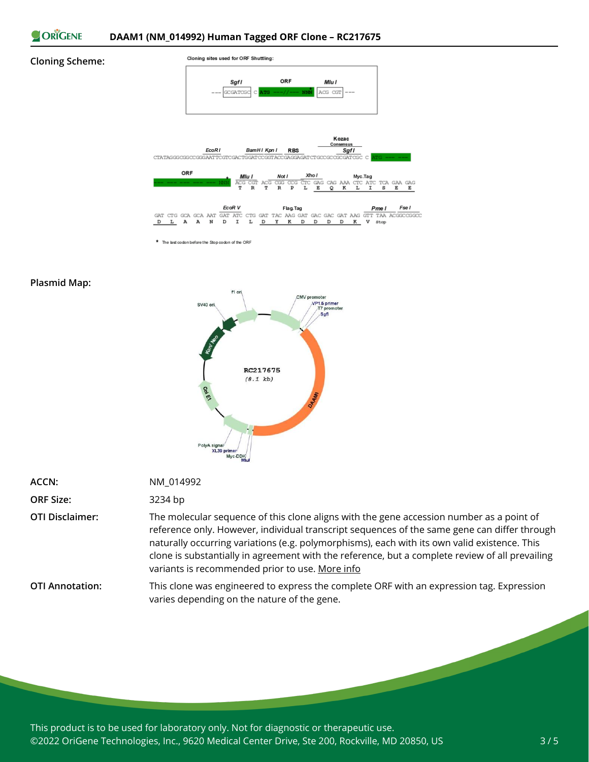**Cloning Scheme:**

Cloning sites used for ORF Shuttling:

```
        SgfI          ORF          MluI
--- GCGATCGC  C  ATG ---//--- NNN  ACG CGT ---
```

```
                  EcoRI           BamHI KpnI    RBS            Kozac Consensus  SgfI
CTATAGGGCGGCCGGGAATTCGTCGACTGGATCCGGTACCGAGGAGATCTGCCGCCGCGATCGC C ATG --- ---

ORF                         MluI     NotI      XhoI                  Myc.Tag
--- --- --- --- --- NNN*    ACG CGT ACG CGG CCG CTC GAG CAG AAA CTC ATC TCA GAA GAG
                             T   R   T   R   P   L   E   Q   K   L   I   S   E   E

                    EcoR V             Flag.Tag                          PmeI   FseI
GAT CTG GCA GCA AAT GAT ATC CTG GAT TAC AAG GAT GAC GAC GAT AAG GTT TAA ACGGCCGGCC
 D   L   A   A   N   D   I   L   D   Y   K   D   D   D   D   K   V  Stop
```

* The last codon before the Stop codon of the ORF

**Plasmid Map:**

RC217675 (8.1 kb)

Features: f1 ori, CMV promoter, VP1.5 primer, T7 promoter, SgfI, DAAM1, MluI, Myc-DDK, XL39 primer, PolyA signal, Col E1, Kan/ Neo, SV40 ori

| | |
|---|---|
| **ACCN:** | NM_014992 |
| **ORF Size:** | 3234 bp |
| **OTI Disclaimer:** | The molecular sequence of this clone aligns with the gene accession number as a point of reference only. However, individual transcript sequences of the same gene can differ through naturally occurring variations (e.g. polymorphisms), each with its own valid existence. This clone is substantially in agreement with the reference, but a complete review of all prevailing variants is recommended prior to use. More info |
| **OTI Annotation:** | This clone was engineered to express the complete ORF with an expression tag. Expression varies depending on the nature of the gene. |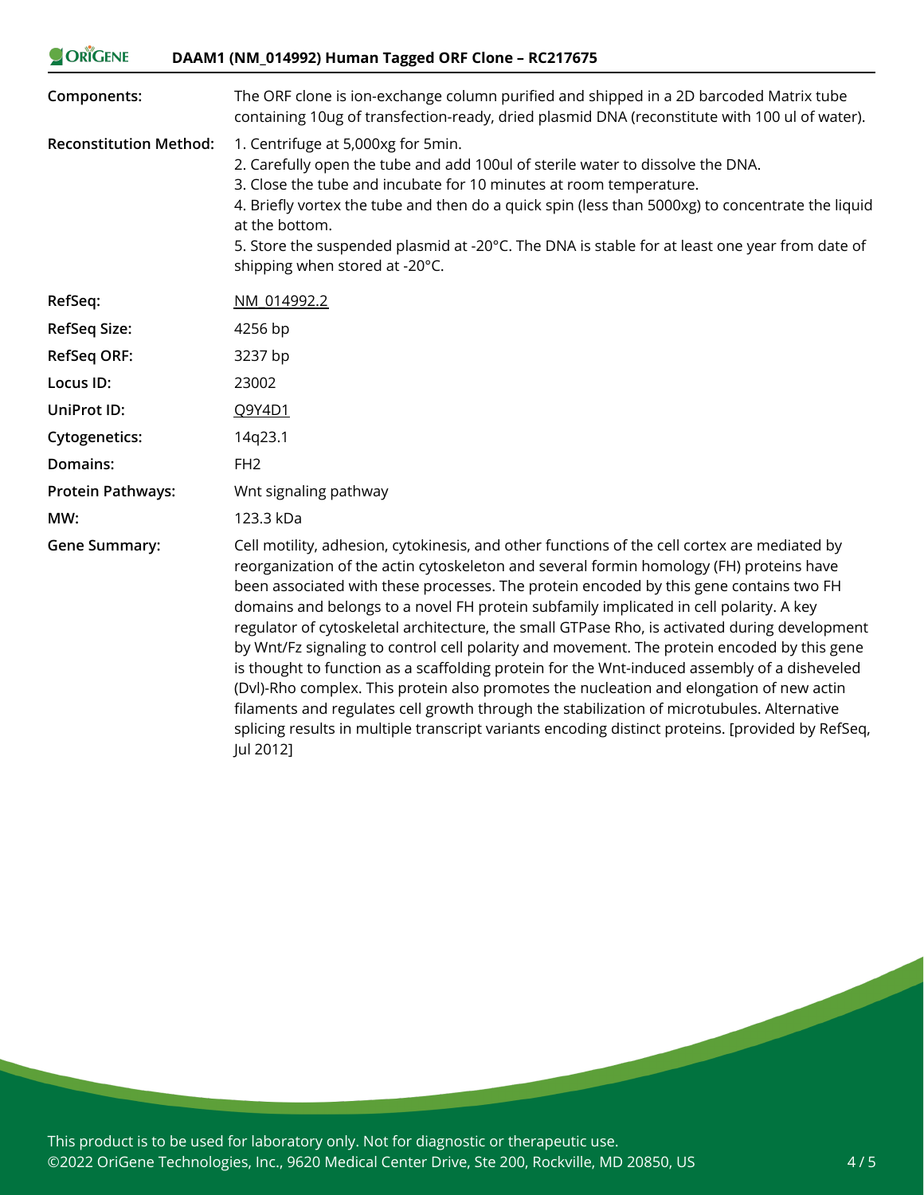| | |
|---|---|
| **Components:** | The ORF clone is ion-exchange column purified and shipped in a 2D barcoded Matrix tube containing 10ug of transfection-ready, dried plasmid DNA (reconstitute with 100 ul of water). |
| **Reconstitution Method:** | 1. Centrifuge at 5,000xg for 5min.<br>2. Carefully open the tube and add 100ul of sterile water to dissolve the DNA.<br>3. Close the tube and incubate for 10 minutes at room temperature.<br>4. Briefly vortex the tube and then do a quick spin (less than 5000xg) to concentrate the liquid at the bottom.<br>5. Store the suspended plasmid at -20°C. The DNA is stable for at least one year from date of shipping when stored at -20°C. |
| **RefSeq:** | NM_014992.2 |
| **RefSeq Size:** | 4256 bp |
| **RefSeq ORF:** | 3237 bp |
| **Locus ID:** | 23002 |
| **UniProt ID:** | Q9Y4D1 |
| **Cytogenetics:** | 14q23.1 |
| **Domains:** | FH2 |
| **Protein Pathways:** | Wnt signaling pathway |
| **MW:** | 123.3 kDa |
| **Gene Summary:** | Cell motility, adhesion, cytokinesis, and other functions of the cell cortex are mediated by reorganization of the actin cytoskeleton and several formin homology (FH) proteins have been associated with these processes. The protein encoded by this gene contains two FH domains and belongs to a novel FH protein subfamily implicated in cell polarity. A key regulator of cytoskeletal architecture, the small GTPase Rho, is activated during development by Wnt/Fz signaling to control cell polarity and movement. The protein encoded by this gene is thought to function as a scaffolding protein for the Wnt-induced assembly of a disheveled (Dvl)-Rho complex. This protein also promotes the nucleation and elongation of new actin filaments and regulates cell growth through the stabilization of microtubules. Alternative splicing results in multiple transcript variants encoding distinct proteins. [provided by RefSeq, Jul 2012] |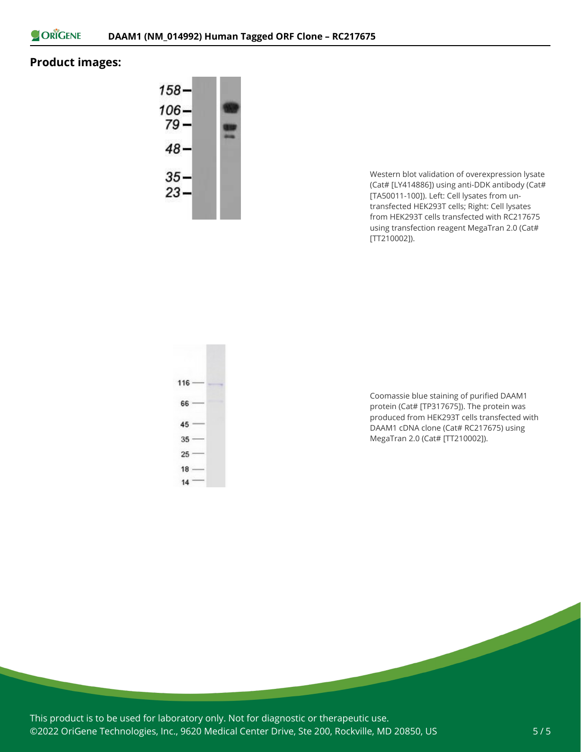## Product images:

158
106
79
48
35
23

Western blot validation of overexpression lysate (Cat# [LY414886]) using anti-DDK antibody (Cat# [TA50011-100]). Left: Cell lysates from un-transfected HEK293T cells; Right: Cell lysates from HEK293T cells transfected with RC217675 using transfection reagent MegaTran 2.0 (Cat# [TT210002]).

116
66
45
35
25
18
14

Coomassie blue staining of purified DAAM1 protein (Cat# [TP317675]). The protein was produced from HEK293T cells transfected with DAAM1 cDNA clone (Cat# RC217675) using MegaTran 2.0 (Cat# [TT210002]).

This product is to be used for laboratory only. Not for diagnostic or therapeutic use.
©2022 OriGene Technologies, Inc., 9620 Medical Center Drive, Ste 200, Rockville, MD 20850, US